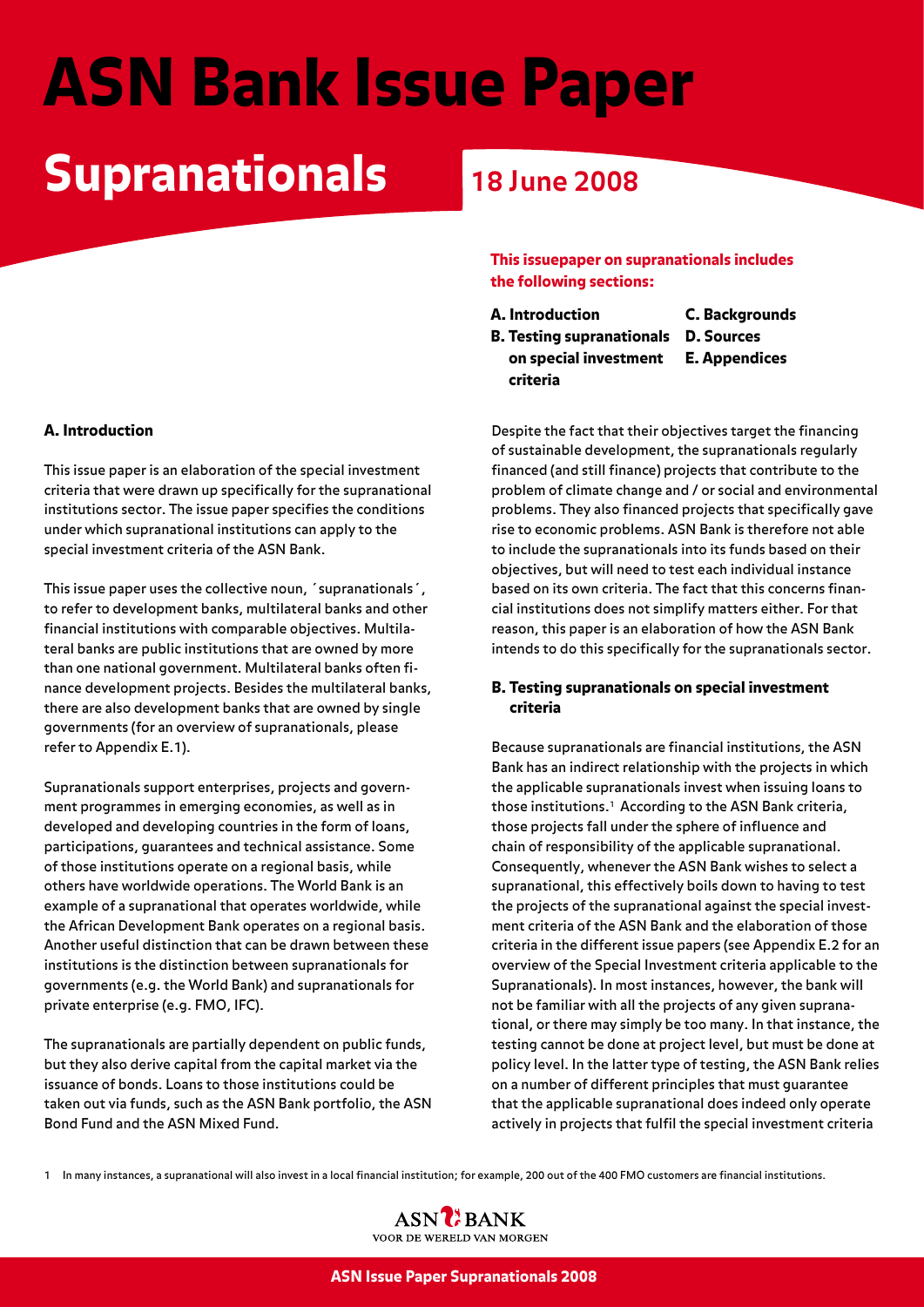# ASN Bank Issue Paper

# Supranationals

## 18 June 2008

**This issuepaper on supranationals includes the following sections:**

- **A. Introduction**
- **B. Testing supranationals on special investment criteria**
- **C. Backgrounds**
- **D. Sources**
- **E. Appendices**

### A. Introduction

This issue paper is an elaboration of the special investment criteria that were drawn up specifically for the supranational institutions sector. The issue paper specifies the conditions under which supranational institutions can apply to the special investment criteria of the ASN Bank.

This issue paper uses the collective noun, ´supranationals´, to refer to development banks, multilateral banks and other financial institutions with comparable objectives. Multilateral banks are public institutions that are owned by more than one national government. Multilateral banks often finance development projects. Besides the multilateral banks, there are also development banks that are owned by single governments (for an overview of supranationals, please refer to Appendix E.1).

Supranationals support enterprises, projects and government programmes in emerging economies, as well as in developed and developing countries in the form of loans, participations, guarantees and technical assistance. Some of those institutions operate on a regional basis, while others have worldwide operations. The World Bank is an example of a supranational that operates worldwide, while the African Development Bank operates on a regional basis. Another useful distinction that can be drawn between these institutions is the distinction between supranationals for governments (e.g. the World Bank) and supranationals for private enterprise (e.g. FMO, IFC).

The supranationals are partially dependent on public funds, but they also derive capital from the capital market via the issuance of bonds. Loans to those institutions could be taken out via funds, such as the ASN Bank portfolio, the ASN Bond Fund and the ASN Mixed Fund.

Despite the fact that their objectives target the financing of sustainable development, the supranationals regularly financed (and still finance) projects that contribute to the problem of climate change and / or social and environmental problems. They also financed projects that specifically gave rise to economic problems. ASN Bank is therefore not able to include the supranationals into its funds based on their objectives, but will need to test each individual instance based on its own criteria. The fact that this concerns financial institutions does not simplify matters either. For that reason, this paper is an elaboration of how the ASN Bank intends to do this specifically for the supranationals sector.

### B. Testing supranationals on special investment criteria

Because supranationals are financial institutions, the ASN Bank has an indirect relationship with the projects in which the applicable supranationals invest when issuing loans to those institutions.[1] According to the ASN Bank criteria, those projects fall under the sphere of influence and chain of responsibility of the applicable supranational. Consequently, whenever the ASN Bank wishes to select a supranational, this effectively boils down to having to test the projects of the supranational against the special investment criteria of the ASN Bank and the elaboration of those criteria in the different issue papers (see Appendix E.2 for an overview of the Special Investment criteria applicable to the Supranationals). In most instances, however, the bank will not be familiar with all the projects of any given supranational, or there may simply be too many. In that instance, the testing cannot be done at project level, but must be done at policy level. In the latter type of testing, the ASN Bank relies on a number of different principles that must guarantee that the applicable supranational does indeed only operate actively in projects that fulfil the special investment criteria

1 In many instances, a supranational will also invest in a local financial institution; for example, 200 out of the 400 FMO customers are financial institutions.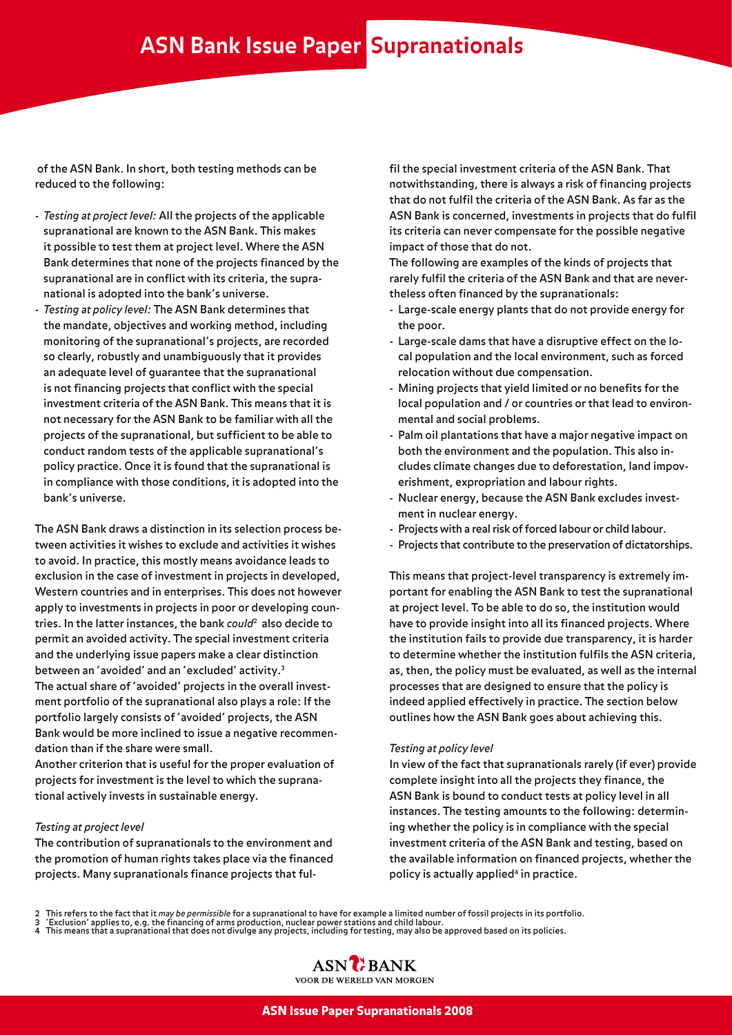of the ASN Bank. In short, both testing methods can be reduced to the following:

- *Testing at project level:* All the projects of the applicable supranational are known to the ASN Bank. This makes it possible to test them at project level. Where the ASN Bank determines that none of the projects financed by the supranational are in conflict with its criteria, the supranational is adopted into the bank's universe.
- *Testing at policy level:* The ASN Bank determines that the mandate, objectives and working method, including monitoring of the supranational's projects, are recorded so clearly, robustly and unambiguously that it provides an adequate level of guarantee that the supranational is not financing projects that conflict with the special investment criteria of the ASN Bank. This means that it is not necessary for the ASN Bank to be familiar with all the projects of the supranational, but sufficient to be able to conduct random tests of the applicable supranational's policy practice. Once it is found that the supranational is in compliance with those conditions, it is adopted into the bank's universe.

The ASN Bank draws a distinction in its selection process between activities it wishes to exclude and activities it wishes to avoid. In practice, this mostly means avoidance leads to exclusion in the case of investment in projects in developed, Western countries and in enterprises. This does not however apply to investments in projects in poor or developing countries. In the latter instances, the bank *could*[2] also decide to permit an avoided activity. The special investment criteria and the underlying issue papers make a clear distinction between an 'avoided' and an 'excluded' activity.[3]

The actual share of 'avoided' projects in the overall investment portfolio of the supranational also plays a role: If the portfolio largely consists of 'avoided' projects, the ASN Bank would be more inclined to issue a negative recommendation than if the share were small.

Another criterion that is useful for the proper evaluation of projects for investment is the level to which the supranational actively invests in sustainable energy.

*Testing at project level*

The contribution of supranationals to the environment and the promotion of human rights takes place via the financed projects. Many supranationals finance projects that fulfil the special investment criteria of the ASN Bank. That notwithstanding, there is always a risk of financing projects that do not fulfil the criteria of the ASN Bank. As far as the ASN Bank is concerned, investments in projects that do fulfil its criteria can never compensate for the possible negative impact of those that do not.

The following are examples of the kinds of projects that rarely fulfil the criteria of the ASN Bank and that are nevertheless often financed by the supranationals:

- Large-scale energy plants that do not provide energy for the poor.
- Large-scale dams that have a disruptive effect on the local population and the local environment, such as forced relocation without due compensation.
- Mining projects that yield limited or no benefits for the local population and / or countries or that lead to environmental and social problems.
- Palm oil plantations that have a major negative impact on both the environment and the population. This also includes climate changes due to deforestation, land impoverishment, expropriation and labour rights.
- Nuclear energy, because the ASN Bank excludes investment in nuclear energy.
- Projects with a real risk of forced labour or child labour.
- Projects that contribute to the preservation of dictatorships.

This means that project-level transparency is extremely important for enabling the ASN Bank to test the supranational at project level. To be able to do so, the institution would have to provide insight into all its financed projects. Where the institution fails to provide due transparency, it is harder to determine whether the institution fulfils the ASN criteria, as, then, the policy must be evaluated, as well as the internal processes that are designed to ensure that the policy is indeed applied effectively in practice. The section below outlines how the ASN Bank goes about achieving this.

*Testing at policy level*

In view of the fact that supranationals rarely (if ever) provide complete insight into all the projects they finance, the ASN Bank is bound to conduct tests at policy level in all instances. The testing amounts to the following: determining whether the policy is in compliance with the special investment criteria of the ASN Bank and testing, based on the available information on financed projects, whether the policy is actually applied[4] in practice.

2 This refers to the fact that it *may be permissible* for a supranational to have for example a limited number of fossil projects in its portfolio.
3 'Exclusion' applies to, e.g. the financing of arms production, nuclear power stations and child labour.
4 This means that a supranational that does not divulge any projects, including for testing, may also be approved based on its policies.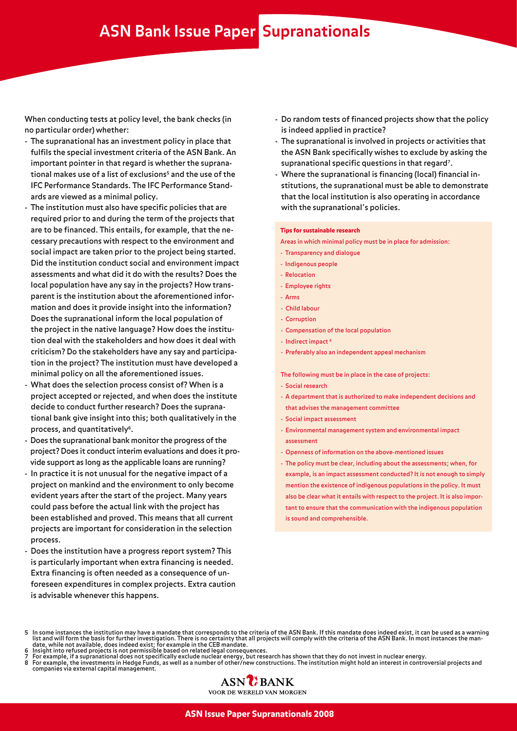When conducting tests at policy level, the bank checks (in no particular order) whether:

- The supranational has an investment policy in place that fulfils the special investment criteria of the ASN Bank. An important pointer in that regard is whether the supranational makes use of a list of exclusions[5] and the use of the IFC Performance Standards. The IFC Performance Standards are viewed as a minimal policy.
- The institution must also have specific policies that are required prior to and during the term of the projects that are to be financed. This entails, for example, that the necessary precautions with respect to the environment and social impact are taken prior to the project being started. Did the institution conduct social and environment impact assessments and what did it do with the results? Does the local population have any say in the projects? How transparent is the institution about the aforementioned information and does it provide insight into the information? Does the supranational inform the local population of the project in the native language? How does the institution deal with the stakeholders and how does it deal with criticism? Do the stakeholders have any say and participation in the project? The institution must have developed a minimal policy on all the aforementioned issues.
- What does the selection process consist of? When is a project accepted or rejected, and when does the institute decide to conduct further research? Does the supranational bank give insight into this; both qualitatively in the process, and quantitatively[6].
- Does the supranational bank monitor the progress of the project? Does it conduct interim evaluations and does it provide support as long as the applicable loans are running?
- In practice it is not unusual for the negative impact of a project on mankind and the environment to only become evident years after the start of the project. Many years could pass before the actual link with the project has been established and proved. This means that all current projects are important for consideration in the selection process.
- Does the institution have a progress report system? This is particularly important when extra financing is needed. Extra financing is often needed as a consequence of unforeseen expenditures in complex projects. Extra caution is advisable whenever this happens.
- Do random tests of financed projects show that the policy is indeed applied in practice?
- The supranational is involved in projects or activities that the ASN Bank specifically wishes to exclude by asking the supranational specific questions in that regard[7].
- Where the supranational is financing (local) financial institutions, the supranational must be able to demonstrate that the local institution is also operating in accordance with the supranational's policies.

**Tips for sustainable research**

Areas in which minimal policy must be in place for admission:

- Transparency and dialogue
- Indigenous people
- Relocation
- Employee rights
- Arms
- Child labour
- Corruption
- Compensation of the local population
- Indirect impact[8]
- Preferably also an independent appeal mechanism

The following must be in place in the case of projects:

- Social research
- A department that is authorized to make independent decisions and that advises the management committee
- Social impact assessment
- Environmental management system and environmental impact assessment
- Openness of information on the above-mentioned issues
- The policy must be clear, including about the assessments; when, for example, is an impact assessment conducted? It is not enough to simply mention the existence of indigenous populations in the policy. It must also be clear what it entails with respect to the project. It is also important to ensure that the communication with the indigenous population is sound and comprehensible.

---

5 In some instances the institution may have a mandate that corresponds to the criteria of the ASN Bank. If this mandate does indeed exist, it can be used as a warning list and will form the basis for further investigation. There is no certainty that all projects will comply with the criteria of the ASN Bank. In most instances the mandate, while not available, does indeed exist; for example in the CEB mandate.
6 Insight into refused projects is not permissible based on related legal consequences.
7 For example, if a supranational does not specifically exclude nuclear energy, but research has shown that they do not invest in nuclear energy.
8 For example, the investments in Hedge Funds, as well as a number of other/new constructions. The institution might hold an interest in controversial projects and companies via external capital management.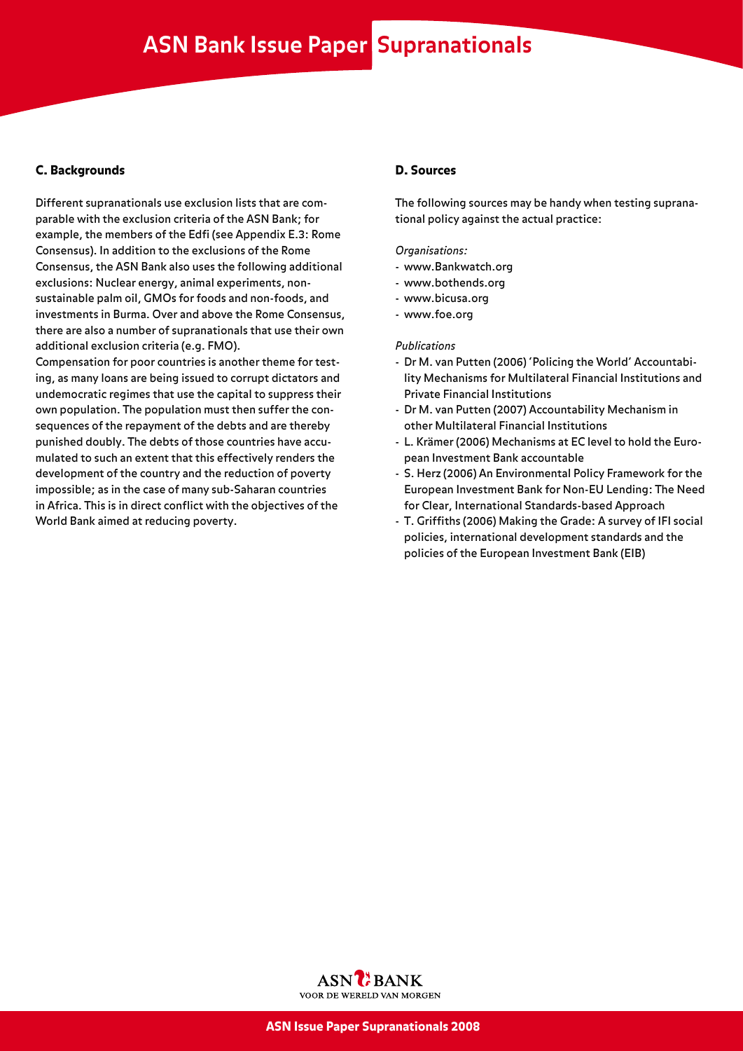## C. Backgrounds

Different supranationals use exclusion lists that are comparable with the exclusion criteria of the ASN Bank; for example, the members of the Edfi (see Appendix E.3: Rome Consensus). In addition to the exclusions of the Rome Consensus, the ASN Bank also uses the following additional exclusions: Nuclear energy, animal experiments, non-sustainable palm oil, GMOs for foods and non-foods, and investments in Burma. Over and above the Rome Consensus, there are also a number of supranationals that use their own additional exclusion criteria (e.g. FMO).

Compensation for poor countries is another theme for testing, as many loans are being issued to corrupt dictators and undemocratic regimes that use the capital to suppress their own population. The population must then suffer the consequences of the repayment of the debts and are thereby punished doubly. The debts of those countries have accumulated to such an extent that this effectively renders the development of the country and the reduction of poverty impossible; as in the case of many sub-Saharan countries in Africa. This is in direct conflict with the objectives of the World Bank aimed at reducing poverty.

## D. Sources

The following sources may be handy when testing supranational policy against the actual practice:

*Organisations:*

- www.Bankwatch.org
- www.bothends.org
- www.bicusa.org
- www.foe.org

*Publications*

- Dr M. van Putten (2006) 'Policing the World' Accountability Mechanisms for Multilateral Financial Institutions and Private Financial Institutions
- Dr M. van Putten (2007) Accountability Mechanism in other Multilateral Financial Institutions
- L. Krämer (2006) Mechanisms at EC level to hold the European Investment Bank accountable
- S. Herz (2006) An Environmental Policy Framework for the European Investment Bank for Non-EU Lending: The Need for Clear, International Standards-based Approach
- T. Griffiths (2006) Making the Grade: A survey of IFI social policies, international development standards and the policies of the European Investment Bank (EIB)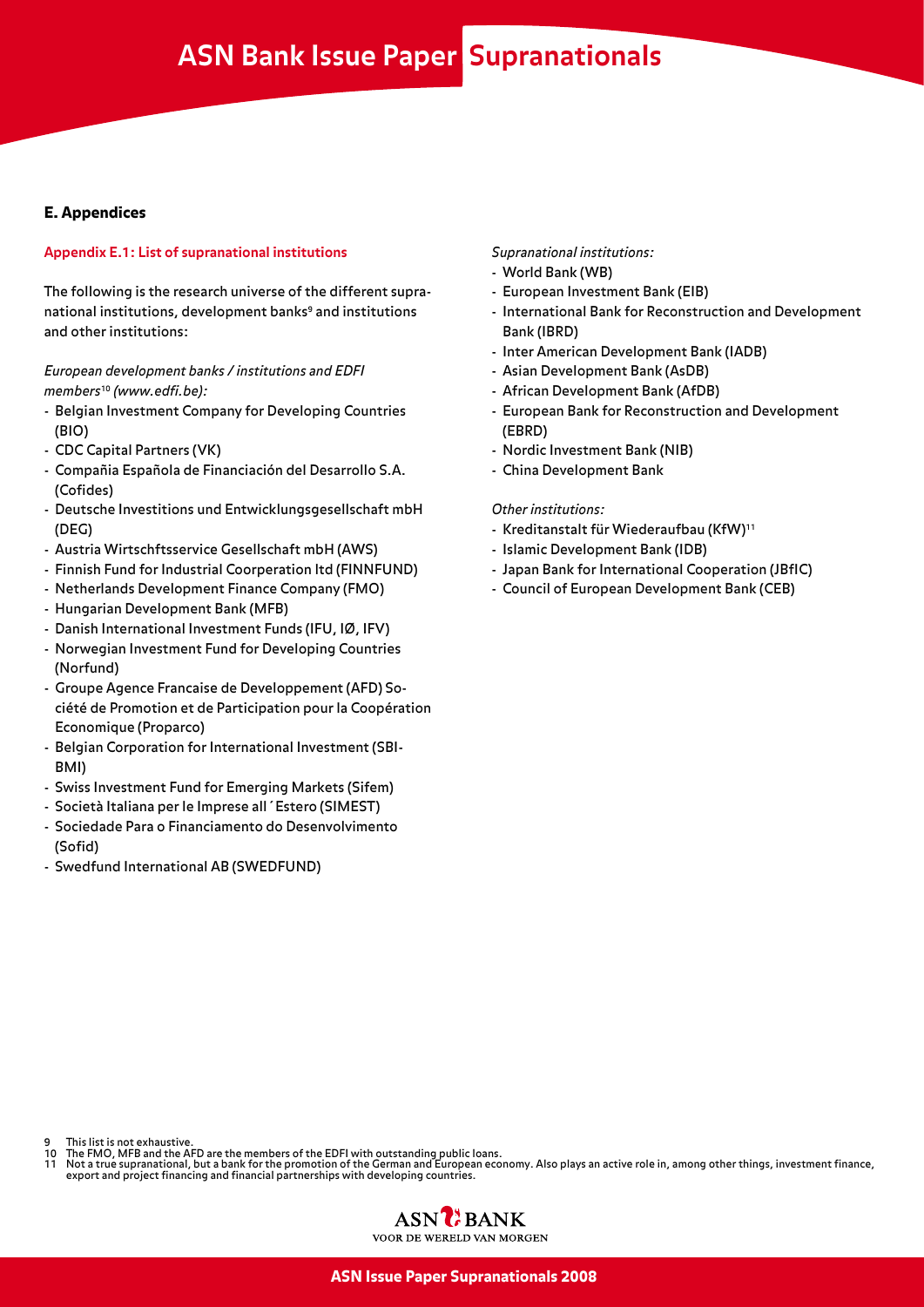## E. Appendices

### Appendix E.1: List of supranational institutions

The following is the research universe of the different supranational institutions, development banks[9] and institutions and other institutions:

*European development banks / institutions and EDFI members[10] (www.edfi.be):*

- Belgian Investment Company for Developing Countries (BIO)
- CDC Capital Partners (VK)
- Compañia Española de Financiación del Desarrollo S.A. (Cofides)
- Deutsche Investitions und Entwicklungsgesellschaft mbH (DEG)
- Austria Wirtschftsservice Gesellschaft mbH (AWS)
- Finnish Fund for Industrial Coorperation ltd (FINNFUND)
- Netherlands Development Finance Company (FMO)
- Hungarian Development Bank (MFB)
- Danish International Investment Funds (IFU, IØ, IFV)
- Norwegian Investment Fund for Developing Countries (Norfund)
- Groupe Agence Francaise de Developpement (AFD) Société de Promotion et de Participation pour la Coopération Economique (Proparco)
- Belgian Corporation for International Investment (SBI-BMI)
- Swiss Investment Fund for Emerging Markets (Sifem)
- Società Italiana per le Imprese all´Estero (SIMEST)
- Sociedade Para o Financiamento do Desenvolvimento (Sofid)
- Swedfund International AB (SWEDFUND)

*Supranational institutions:*

- World Bank (WB)
- European Investment Bank (EIB)
- International Bank for Reconstruction and Development Bank (IBRD)
- Inter American Development Bank (IADB)
- Asian Development Bank (AsDB)
- African Development Bank (AfDB)
- European Bank for Reconstruction and Development (EBRD)
- Nordic Investment Bank (NIB)
- China Development Bank

*Other institutions:*

- Kreditanstalt für Wiederaufbau (KfW)[11]
- Islamic Development Bank (IDB)
- Japan Bank for International Cooperation (JBfIC)
- Council of European Development Bank (CEB)

---

9 This list is not exhaustive.
10 The FMO, MFB and the AFD are the members of the EDFI with outstanding public loans.
11 Not a true supranational, but a bank for the promotion of the German and European economy. Also plays an active role in, among other things, investment finance, export and project financing and financial partnerships with developing countries.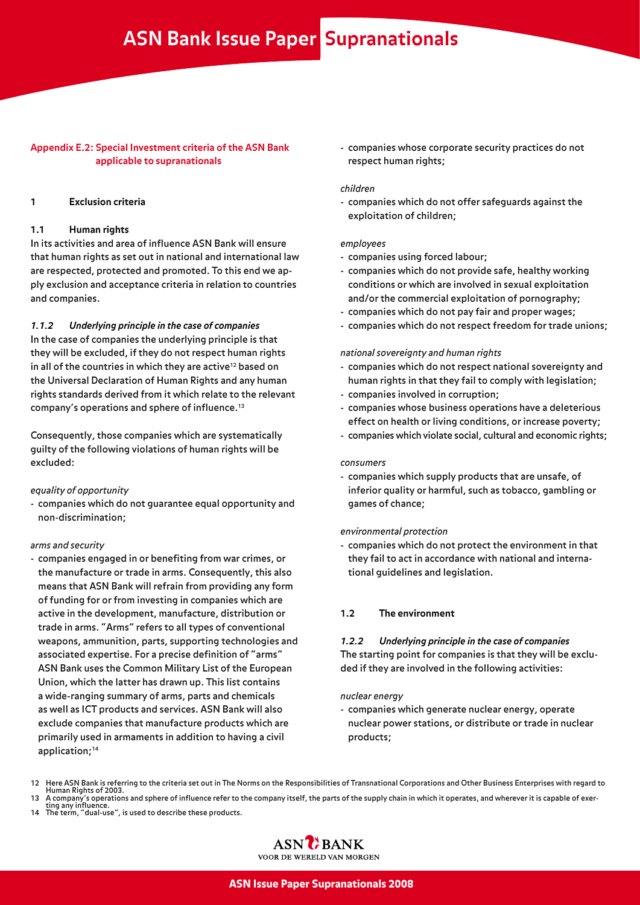### Appendix E.2: Special Investment criteria of the ASN Bank applicable to supranationals

## 1 Exclusion criteria

### 1.1 Human rights

In its activities and area of influence ASN Bank will ensure that human rights as set out in national and international law are respected, protected and promoted. To this end we apply exclusion and acceptance criteria in relation to countries and companies.

#### *1.1.2 Underlying principle in the case of companies*

In the case of companies the underlying principle is that they will be excluded, if they do not respect human rights in all of the countries in which they are active[12] based on the Universal Declaration of Human Rights and any human rights standards derived from it which relate to the relevant company's operations and sphere of influence.[13]

Consequently, those companies which are systematically guilty of the following violations of human rights will be excluded:

*equality of opportunity*

- companies which do not guarantee equal opportunity and non-discrimination;

*arms and security*

- companies engaged in or benefiting from war crimes, or the manufacture or trade in arms. Consequently, this also means that ASN Bank will refrain from providing any form of funding for or from investing in companies which are active in the development, manufacture, distribution or trade in arms. "Arms" refers to all types of conventional weapons, ammunition, parts, supporting technologies and associated expertise. For a precise definition of "arms" ASN Bank uses the Common Military List of the European Union, which the latter has drawn up. This list contains a wide-ranging summary of arms, parts and chemicals as well as ICT products and services. ASN Bank will also exclude companies that manufacture products which are primarily used in armaments in addition to having a civil application;[14]
- companies whose corporate security practices do not respect human rights;

*children*

- companies which do not offer safeguards against the exploitation of children;

*employees*

- companies using forced labour;
- companies which do not provide safe, healthy working conditions or which are involved in sexual exploitation and/or the commercial exploitation of pornography;
- companies which do not pay fair and proper wages;
- companies which do not respect freedom for trade unions;

*national sovereignty and human rights*

- companies which do not respect national sovereignty and human rights in that they fail to comply with legislation;
- companies involved in corruption;
- companies whose business operations have a deleterious effect on health or living conditions, or increase poverty;
- companies which violate social, cultural and economic rights;

*consumers*

- companies which supply products that are unsafe, of inferior quality or harmful, such as tobacco, gambling or games of chance;

*environmental protection*

- companies which do not protect the environment in that they fail to act in accordance with national and international guidelines and legislation.

### 1.2 The environment

#### *1.2.2 Underlying principle in the case of companies*

The starting point for companies is that they will be excluded if they are involved in the following activities:

*nuclear energy*

- companies which generate nuclear energy, operate nuclear power stations, or distribute or trade in nuclear products;

---

12 Here ASN Bank is referring to the criteria set out in The Norms on the Responsibilities of Transnational Corporations and Other Business Enterprises with regard to Human Rights of 2003.

13 A company's operations and sphere of influence refer to the company itself, the parts of the supply chain in which it operates, and wherever it is capable of exerting any influence.

14 The term, "dual-use", is used to describe these products.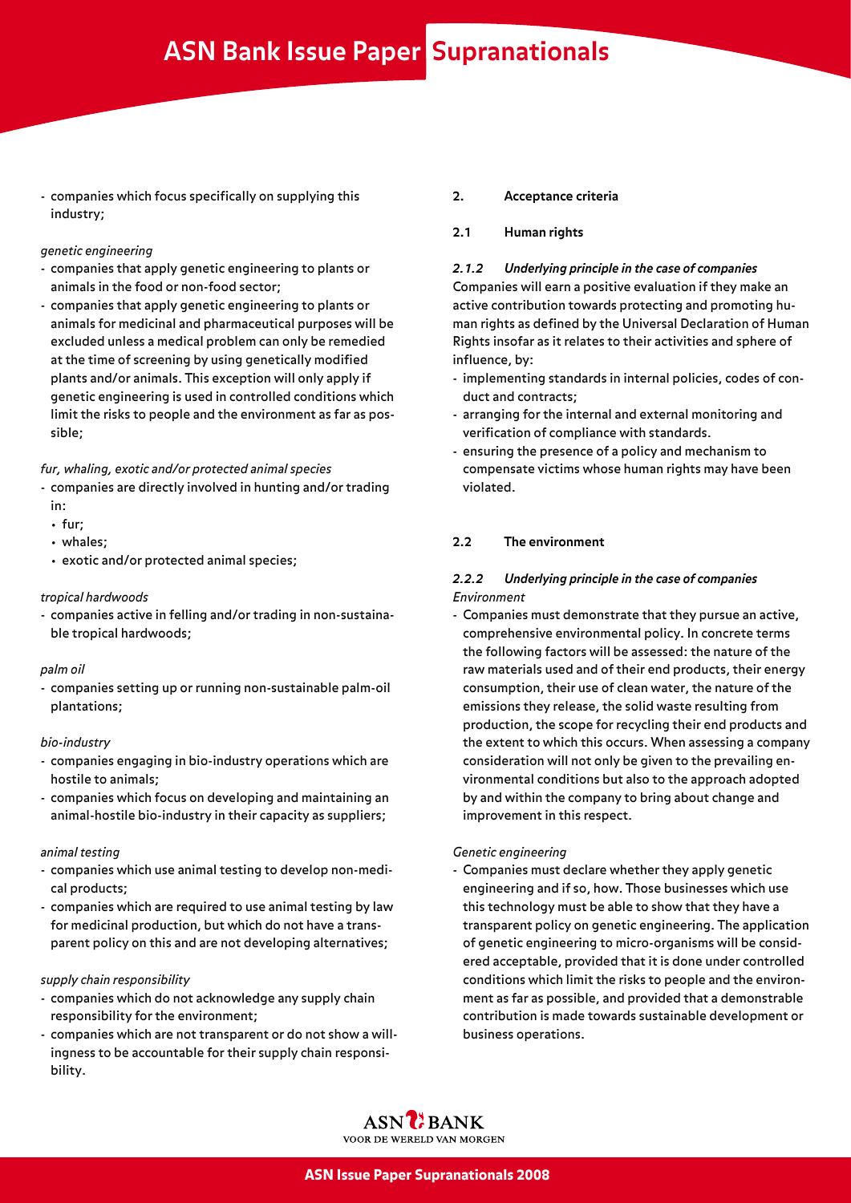- companies which focus specifically on supplying this industry;

*genetic engineering*

- companies that apply genetic engineering to plants or animals in the food or non-food sector;
- companies that apply genetic engineering to plants or animals for medicinal and pharmaceutical purposes will be excluded unless a medical problem can only be remedied at the time of screening by using genetically modified plants and/or animals. This exception will only apply if genetic engineering is used in controlled conditions which limit the risks to people and the environment as far as possible;

*fur, whaling, exotic and/or protected animal species*

- companies are directly involved in hunting and/or trading in:
  - fur;
  - whales;
  - exotic and/or protected animal species;

*tropical hardwoods*

- companies active in felling and/or trading in non-sustainable tropical hardwoods;

*palm oil*

- companies setting up or running non-sustainable palm-oil plantations;

*bio-industry*

- companies engaging in bio-industry operations which are hostile to animals;
- companies which focus on developing and maintaining an animal-hostile bio-industry in their capacity as suppliers;

*animal testing*

- companies which use animal testing to develop non-medical products;
- companies which are required to use animal testing by law for medicinal production, but which do not have a transparent policy on this and are not developing alternatives;

*supply chain responsibility*

- companies which do not acknowledge any supply chain responsibility for the environment;
- companies which are not transparent or do not show a willingness to be accountable for their supply chain responsibility.

## 2. Acceptance criteria

### 2.1 Human rights

#### *2.1.2 Underlying principle in the case of companies*

Companies will earn a positive evaluation if they make an active contribution towards protecting and promoting human rights as defined by the Universal Declaration of Human Rights insofar as it relates to their activities and sphere of influence, by:

- implementing standards in internal policies, codes of conduct and contracts;
- arranging for the internal and external monitoring and verification of compliance with standards.
- ensuring the presence of a policy and mechanism to compensate victims whose human rights may have been violated.

### 2.2 The environment

#### *2.2.2 Underlying principle in the case of companies*

*Environment*

- Companies must demonstrate that they pursue an active, comprehensive environmental policy. In concrete terms the following factors will be assessed: the nature of the raw materials used and of their end products, their energy consumption, their use of clean water, the nature of the emissions they release, the solid waste resulting from production, the scope for recycling their end products and the extent to which this occurs. When assessing a company consideration will not only be given to the prevailing environmental conditions but also to the approach adopted by and within the company to bring about change and improvement in this respect.

*Genetic engineering*

- Companies must declare whether they apply genetic engineering and if so, how. Those businesses which use this technology must be able to show that they have a transparent policy on genetic engineering. The application of genetic engineering to micro-organisms will be considered acceptable, provided that it is done under controlled conditions which limit the risks to people and the environment as far as possible, and provided that a demonstrable contribution is made towards sustainable development or business operations.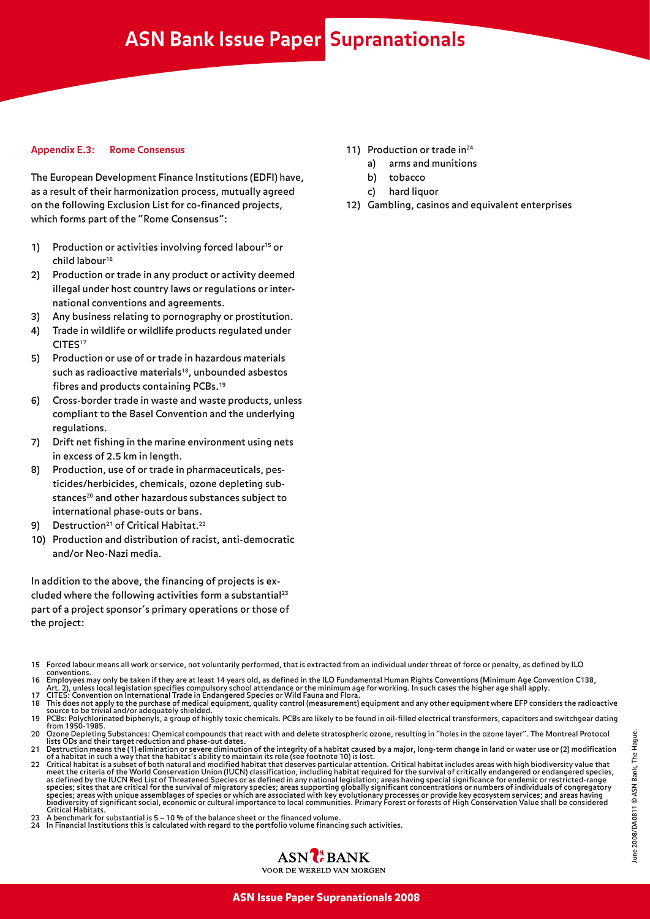### Appendix E.3: Rome Consensus

The European Development Finance Institutions (EDFI) have, as a result of their harmonization process, mutually agreed on the following Exclusion List for co-financed projects, which forms part of the "Rome Consensus":

1) Production or activities involving forced labour[15] or child labour[16]
2) Production or trade in any product or activity deemed illegal under host country laws or regulations or international conventions and agreements.
3) Any business relating to pornography or prostitution.
4) Trade in wildlife or wildlife products regulated under CITES[17]
5) Production or use of or trade in hazardous materials such as radioactive materials[18], unbounded asbestos fibres and products containing PCBs.[19]
6) Cross-border trade in waste and waste products, unless compliant to the Basel Convention and the underlying regulations.
7) Drift net fishing in the marine environment using nets in excess of 2.5 km in length.
8) Production, use of or trade in pharmaceuticals, pesticides/herbicides, chemicals, ozone depleting substances[20] and other hazardous substances subject to international phase-outs or bans.
9) Destruction[21] of Critical Habitat.[22]
10) Production and distribution of racist, anti-democratic and/or Neo-Nazi media.

In addition to the above, the financing of projects is excluded where the following activities form a substantial[23] part of a project sponsor's primary operations or those of the project:

11) Production or trade in[24]
    a) arms and munitions
    b) tobacco
    c) hard liquor
12) Gambling, casinos and equivalent enterprises

---

15 Forced labour means all work or service, not voluntarily performed, that is extracted from an individual under threat of force or penalty, as defined by ILO conventions.

16 Employees may only be taken if they are at least 14 years old, as defined in the ILO Fundamental Human Rights Conventions (Minimum Age Convention C138, Art. 2), unless local legislation specifies compulsory school attendance or the minimum age for working. In such cases the higher age shall apply.

17 CITES: Convention on International Trade in Endangered Species or Wild Fauna and Flora.

18 This does not apply to the purchase of medical equipment, quality control (measurement) equipment and any other equipment where EFP considers the radioactive source to be trivial and/or adequately shielded.

19 PCBs: Polychlorinated biphenyls, a group of highly toxic chemicals. PCBs are likely to be found in oil-filled electrical transformers, capacitors and switchgear dating from 1950-1985.

20 Ozone Depleting Substances: Chemical compounds that react with and delete stratospheric ozone, resulting in "holes in the ozone layer". The Montreal Protocol lists ODs and their target reduction and phase-out dates.

21 Destruction means the (1) elimination or severe diminution of the integrity of a habitat caused by a major, long-term change in land or water use or (2) modification of a habitat in such a way that the habitat's ability to maintain its role (see footnote 10) is lost.

22 Critical habitat is a subset of both natural and modified habitat that deserves particular attention. Critical habitat includes areas with high biodiversity value that meet the criteria of the World Conservation Union (IUCN) classification, including habitat required for the survival of critically endangered or endangered species, as defined by the IUCN Red List of Threatened Species or as defined in any national legislation; areas having special significance for endemic or restricted-range species; sites that are critical for the survival of migratory species; areas supporting globally significant concentrations or numbers of individuals of congregatory species; areas with unique assemblages of species or which are associated with key evolutionary processes or provide key ecosystem services; and areas having biodiversity of significant social, economic or cultural importance to local communities. Primary Forest or forests of High Conservation Value shall be considered Critical Habitats.

23 A benchmark for substantial is 5 – 10 % of the balance sheet or the financed volume.

24 In Financial Institutions this is calculated with regard to the portfolio volume financing such activities.